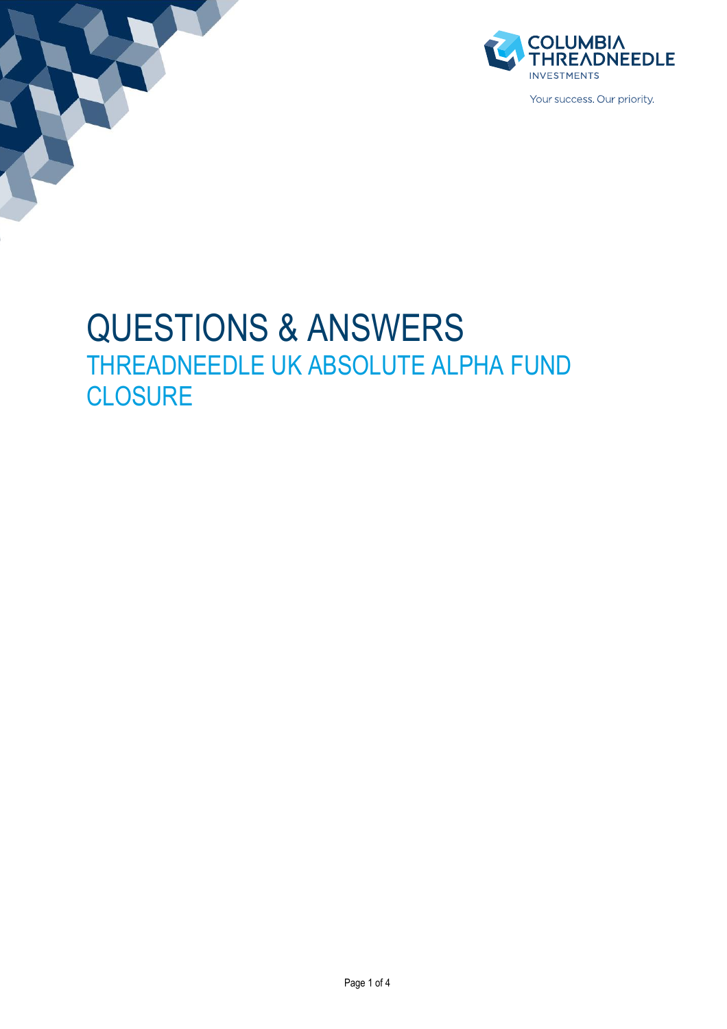COLUMBIA THREADNEEDLE INVESTMENTS

Your success. Our priority.

# QUESTIONS & ANSWERS

## THREADNEEDLE UK ABSOLUTE ALPHA FUND CLOSURE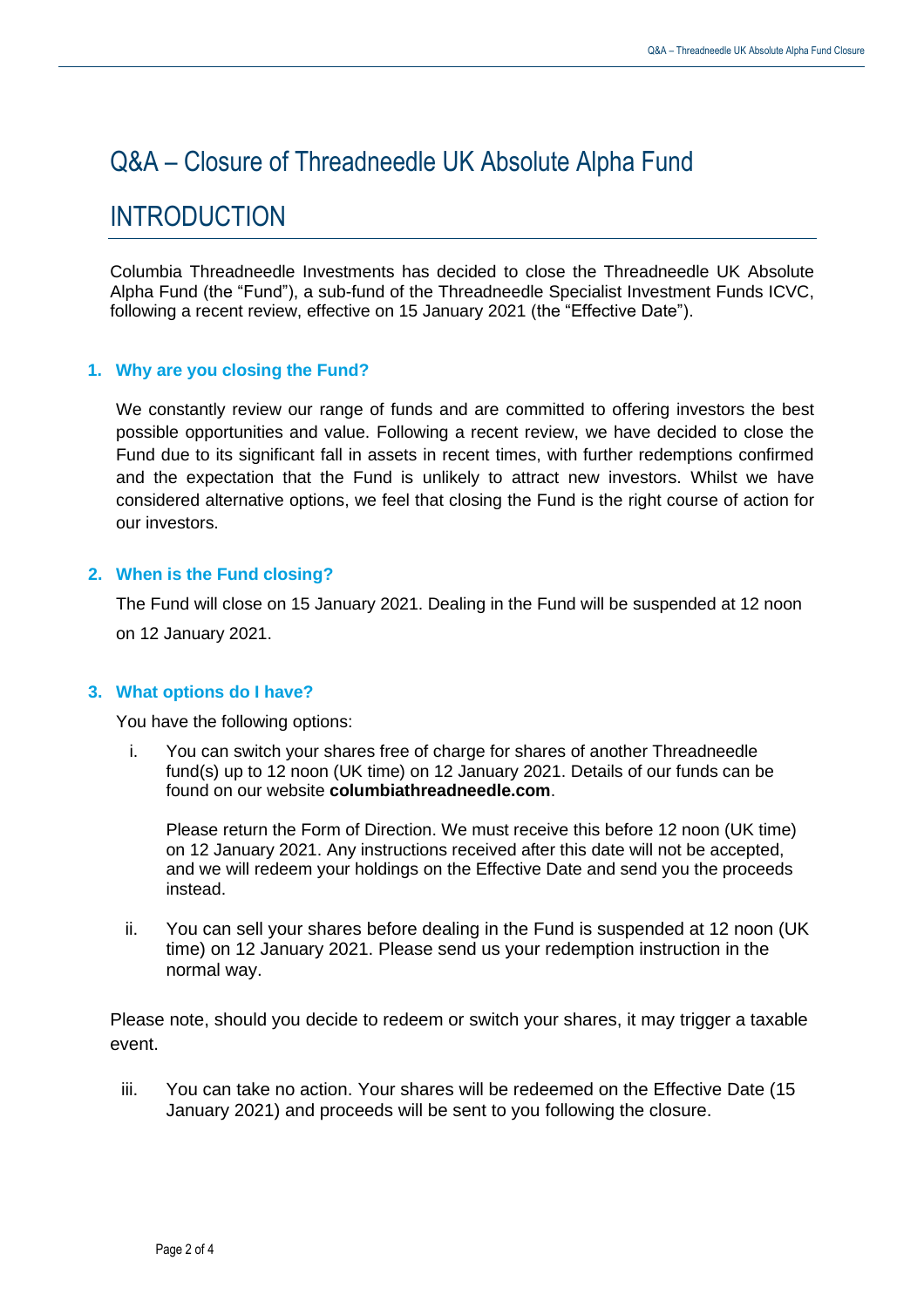# Q&A – Closure of Threadneedle UK Absolute Alpha Fund

## INTRODUCTION

Columbia Threadneedle Investments has decided to close the Threadneedle UK Absolute Alpha Fund (the "Fund"), a sub-fund of the Threadneedle Specialist Investment Funds ICVC, following a recent review, effective on 15 January 2021 (the "Effective Date").

### 1. Why are you closing the Fund?

We constantly review our range of funds and are committed to offering investors the best possible opportunities and value. Following a recent review, we have decided to close the Fund due to its significant fall in assets in recent times, with further redemptions confirmed and the expectation that the Fund is unlikely to attract new investors. Whilst we have considered alternative options, we feel that closing the Fund is the right course of action for our investors.

### 2. When is the Fund closing?

The Fund will close on 15 January 2021. Dealing in the Fund will be suspended at 12 noon on 12 January 2021.

### 3. What options do I have?

You have the following options:

i. You can switch your shares free of charge for shares of another Threadneedle fund(s) up to 12 noon (UK time) on 12 January 2021. Details of our funds can be found on our website **columbiathreadneedle.com**.

   Please return the Form of Direction. We must receive this before 12 noon (UK time) on 12 January 2021. Any instructions received after this date will not be accepted, and we will redeem your holdings on the Effective Date and send you the proceeds instead.

ii. You can sell your shares before dealing in the Fund is suspended at 12 noon (UK time) on 12 January 2021. Please send us your redemption instruction in the normal way.

Please note, should you decide to redeem or switch your shares, it may trigger a taxable event.

iii. You can take no action. Your shares will be redeemed on the Effective Date (15 January 2021) and proceeds will be sent to you following the closure.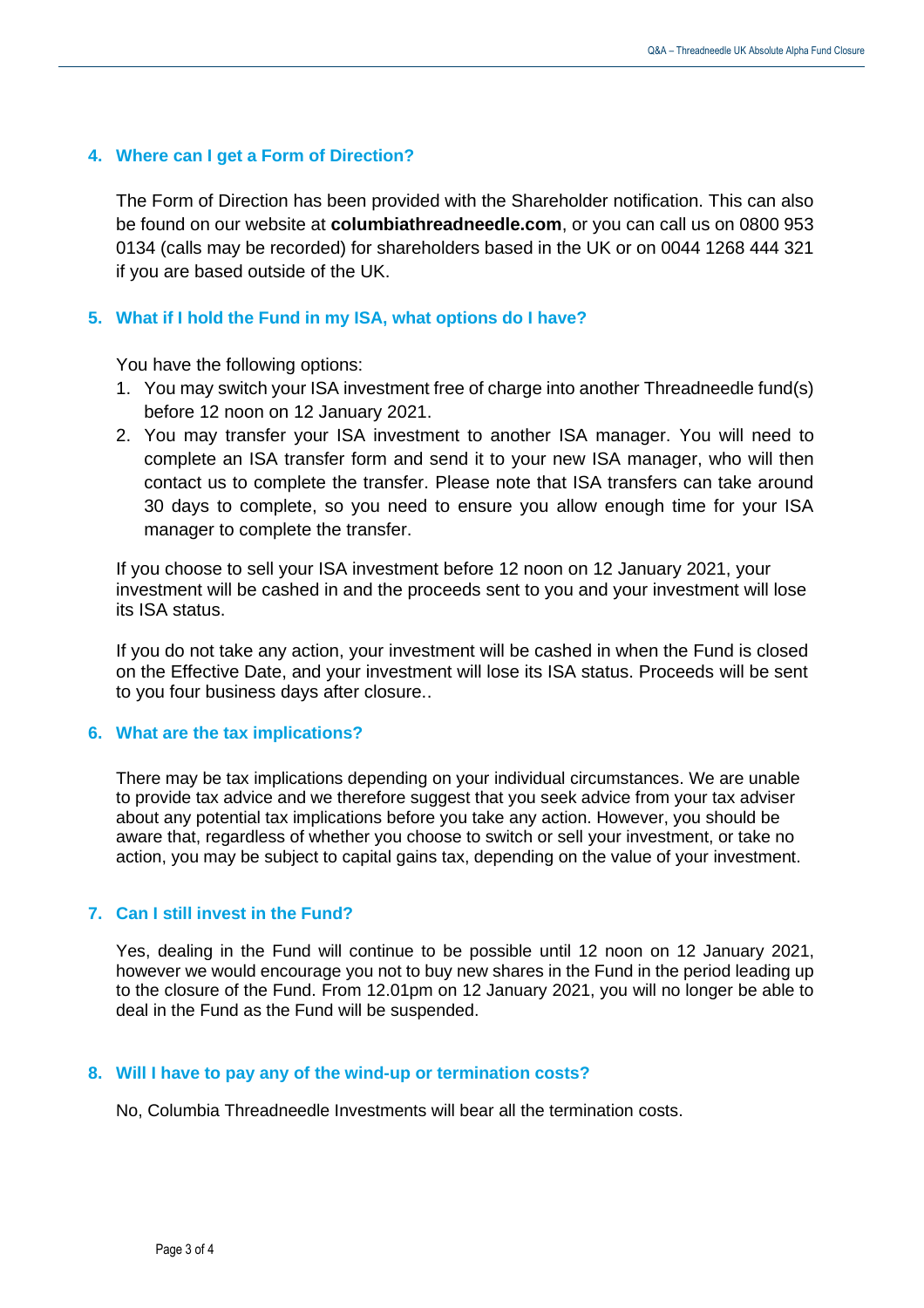## 4. Where can I get a Form of Direction?

The Form of Direction has been provided with the Shareholder notification. This can also be found on our website at **columbiathreadneedle.com**, or you can call us on 0800 953 0134 (calls may be recorded) for shareholders based in the UK or on 0044 1268 444 321 if you are based outside of the UK.

## 5. What if I hold the Fund in my ISA, what options do I have?

You have the following options:

1. You may switch your ISA investment free of charge into another Threadneedle fund(s) before 12 noon on 12 January 2021.
2. You may transfer your ISA investment to another ISA manager. You will need to complete an ISA transfer form and send it to your new ISA manager, who will then contact us to complete the transfer. Please note that ISA transfers can take around 30 days to complete, so you need to ensure you allow enough time for your ISA manager to complete the transfer.

If you choose to sell your ISA investment before 12 noon on 12 January 2021, your investment will be cashed in and the proceeds sent to you and your investment will lose its ISA status.

If you do not take any action, your investment will be cashed in when the Fund is closed on the Effective Date, and your investment will lose its ISA status. Proceeds will be sent to you four business days after closure..

## 6. What are the tax implications?

There may be tax implications depending on your individual circumstances. We are unable to provide tax advice and we therefore suggest that you seek advice from your tax adviser about any potential tax implications before you take any action. However, you should be aware that, regardless of whether you choose to switch or sell your investment, or take no action, you may be subject to capital gains tax, depending on the value of your investment.

## 7. Can I still invest in the Fund?

Yes, dealing in the Fund will continue to be possible until 12 noon on 12 January 2021, however we would encourage you not to buy new shares in the Fund in the period leading up to the closure of the Fund. From 12.01pm on 12 January 2021, you will no longer be able to deal in the Fund as the Fund will be suspended.

## 8. Will I have to pay any of the wind-up or termination costs?

No, Columbia Threadneedle Investments will bear all the termination costs.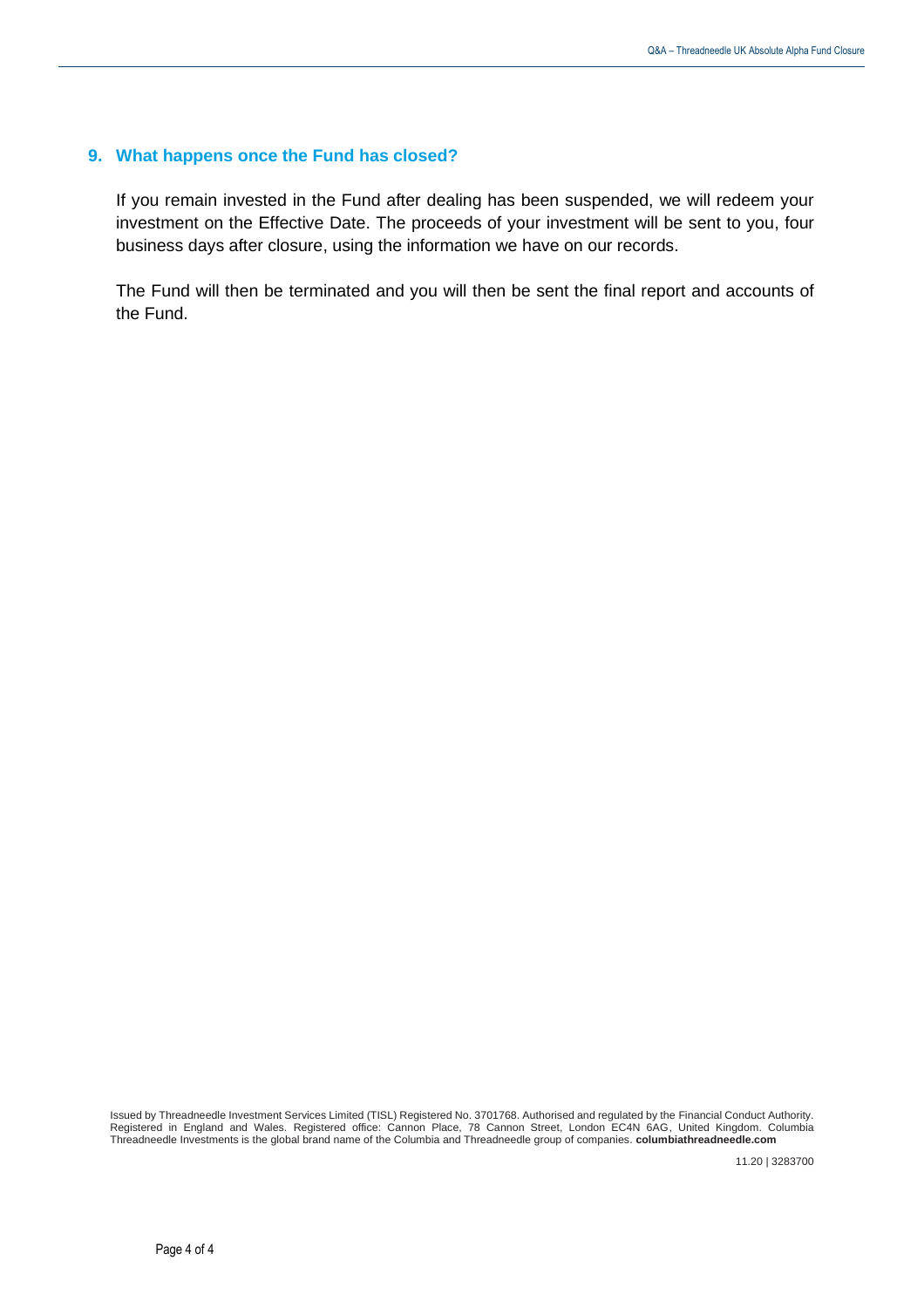### 9. What happens once the Fund has closed?

If you remain invested in the Fund after dealing has been suspended, we will redeem your investment on the Effective Date. The proceeds of your investment will be sent to you, four business days after closure, using the information we have on our records.

The Fund will then be terminated and you will then be sent the final report and accounts of the Fund.

Issued by Threadneedle Investment Services Limited (TISL) Registered No. 3701768. Authorised and regulated by the Financial Conduct Authority. Registered in England and Wales. Registered office: Cannon Place, 78 Cannon Street, London EC4N 6AG, United Kingdom. Columbia Threadneedle Investments is the global brand name of the Columbia and Threadneedle group of companies. **columbiathreadneedle.com**

11.20 | 3283700